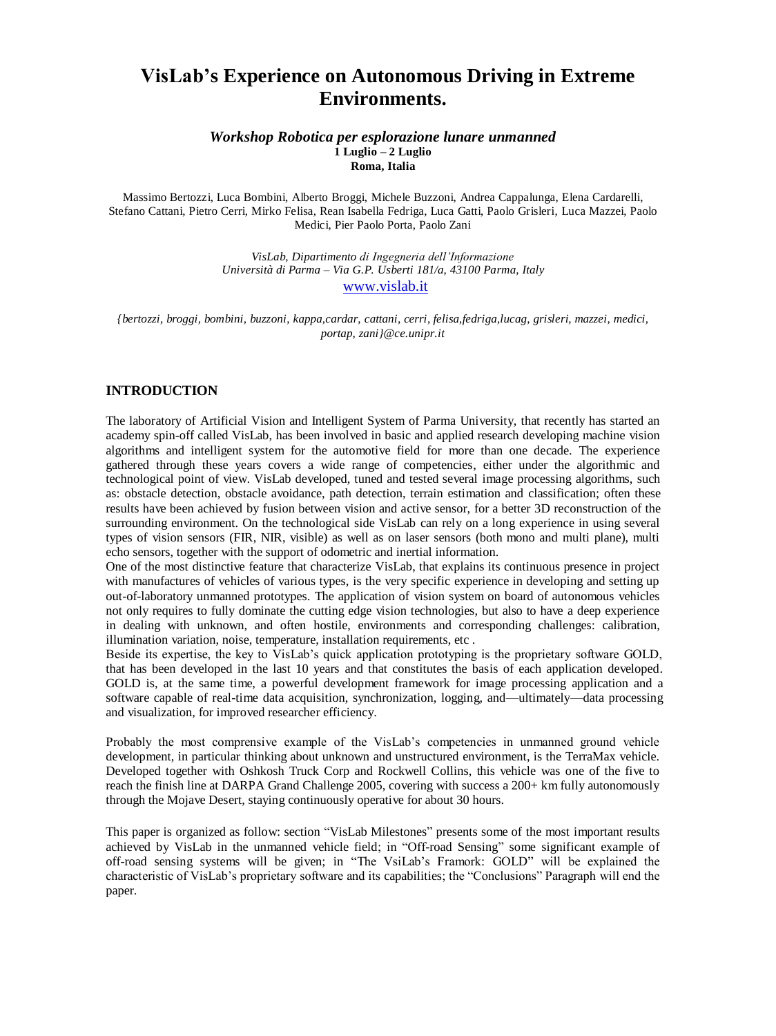# VisLab's Experience on Autonomous Driving in Extreme Environments.

***Workshop Robotica per esplorazione lunare unmanned***
**1 Luglio – 2 Luglio**
**Roma, Italia**

Massimo Bertozzi, Luca Bombini, Alberto Broggi, Michele Buzzoni, Andrea Cappalunga, Elena Cardarelli, Stefano Cattani, Pietro Cerri, Mirko Felisa, Rean Isabella Fedriga, Luca Gatti, Paolo Grisleri, Luca Mazzei, Paolo Medici, Pier Paolo Porta, Paolo Zani

*VisLab, Dipartimento di Ingegneria dell'Informazione*
*Università di Parma – Via G.P. Usberti 181/a, 43100 Parma, Italy*
www.vislab.it

*{bertozzi, broggi, bombini, buzzoni, kappa,cardar, cattani, cerri, felisa,fedriga,lucag, grisleri, mazzei, medici, portap, zani}@ce.unipr.it*

## INTRODUCTION

The laboratory of Artificial Vision and Intelligent System of Parma University, that recently has started an academy spin-off called VisLab, has been involved in basic and applied research developing machine vision algorithms and intelligent system for the automotive field for more than one decade. The experience gathered through these years covers a wide range of competencies, either under the algorithmic and technological point of view. VisLab developed, tuned and tested several image processing algorithms, such as: obstacle detection, obstacle avoidance, path detection, terrain estimation and classification; often these results have been achieved by fusion between vision and active sensor, for a better 3D reconstruction of the surrounding environment. On the technological side VisLab can rely on a long experience in using several types of vision sensors (FIR, NIR, visible) as well as on laser sensors (both mono and multi plane), multi echo sensors, together with the support of odometric and inertial information.

One of the most distinctive feature that characterize VisLab, that explains its continuous presence in project with manufactures of vehicles of various types, is the very specific experience in developing and setting up out-of-laboratory unmanned prototypes. The application of vision system on board of autonomous vehicles not only requires to fully dominate the cutting edge vision technologies, but also to have a deep experience in dealing with unknown, and often hostile, environments and corresponding challenges: calibration, illumination variation, noise, temperature, installation requirements, etc .

Beside its expertise, the key to VisLab's quick application prototyping is the proprietary software GOLD, that has been developed in the last 10 years and that constitutes the basis of each application developed. GOLD is, at the same time, a powerful development framework for image processing application and a software capable of real-time data acquisition, synchronization, logging, and—ultimately—data processing and visualization, for improved researcher efficiency.

Probably the most comprensive example of the VisLab's competencies in unmanned ground vehicle development, in particular thinking about unknown and unstructured environment, is the TerraMax vehicle. Developed together with Oshkosh Truck Corp and Rockwell Collins, this vehicle was one of the five to reach the finish line at DARPA Grand Challenge 2005, covering with success a 200+ km fully autonomously through the Mojave Desert, staying continuously operative for about 30 hours.

This paper is organized as follow: section "VisLab Milestones" presents some of the most important results achieved by VisLab in the unmanned vehicle field; in "Off-road Sensing" some significant example of off-road sensing systems will be given; in "The VsiLab's Framork: GOLD" will be explained the characteristic of VisLab's proprietary software and its capabilities; the "Conclusions" Paragraph will end the paper.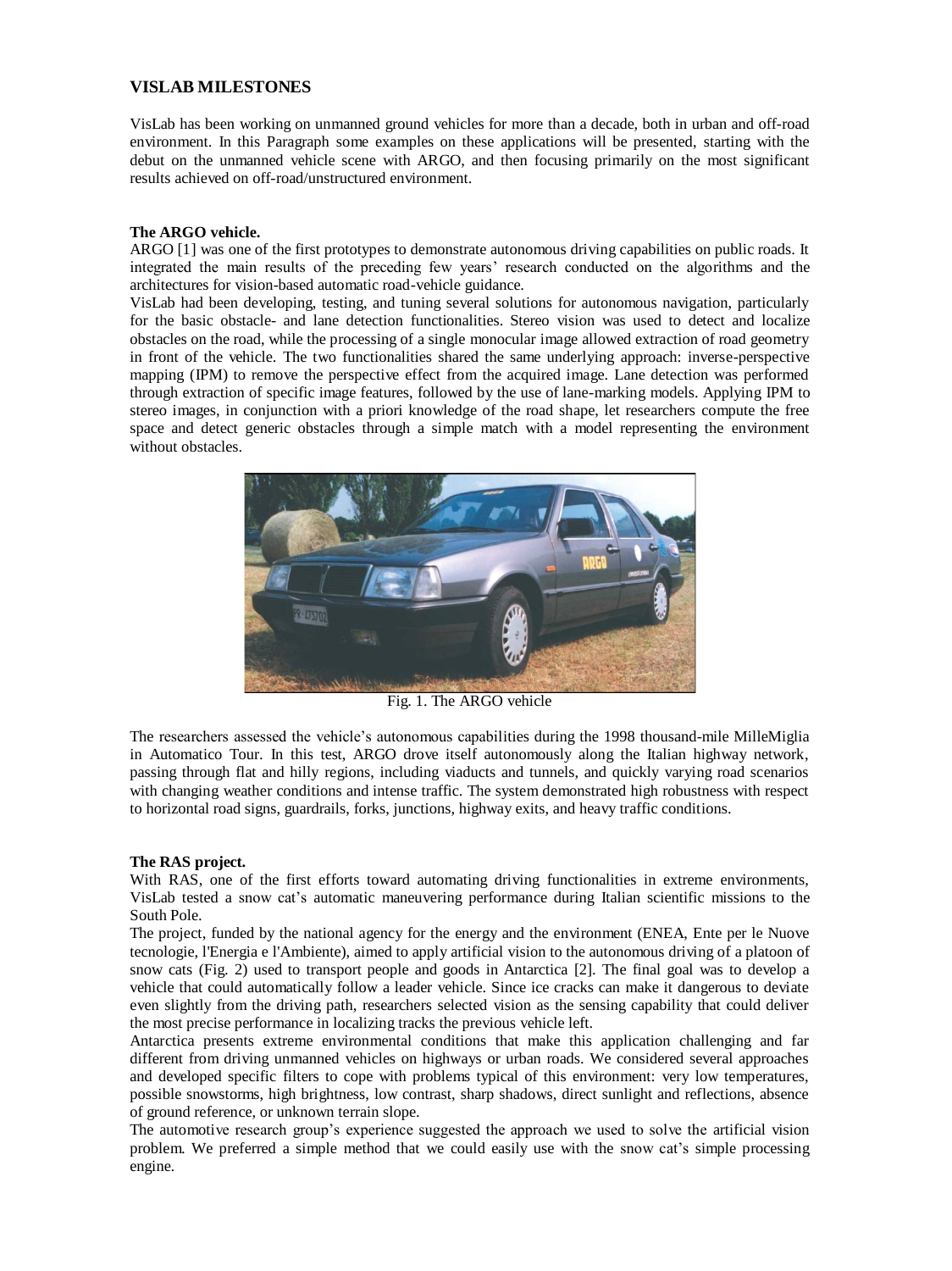## VISLAB MILESTONES

VisLab has been working on unmanned ground vehicles for more than a decade, both in urban and off-road environment. In this Paragraph some examples on these applications will be presented, starting with the debut on the unmanned vehicle scene with ARGO, and then focusing primarily on the most significant results achieved on off-road/unstructured environment.

### The ARGO vehicle.

ARGO [1] was one of the first prototypes to demonstrate autonomous driving capabilities on public roads. It integrated the main results of the preceding few years' research conducted on the algorithms and the architectures for vision-based automatic road-vehicle guidance.

VisLab had been developing, testing, and tuning several solutions for autonomous navigation, particularly for the basic obstacle- and lane detection functionalities. Stereo vision was used to detect and localize obstacles on the road, while the processing of a single monocular image allowed extraction of road geometry in front of the vehicle. The two functionalities shared the same underlying approach: inverse-perspective mapping (IPM) to remove the perspective effect from the acquired image. Lane detection was performed through extraction of specific image features, followed by the use of lane-marking models. Applying IPM to stereo images, in conjunction with a priori knowledge of the road shape, let researchers compute the free space and detect generic obstacles through a simple match with a model representing the environment without obstacles.

Fig. 1. The ARGO vehicle

The researchers assessed the vehicle's autonomous capabilities during the 1998 thousand-mile MilleMiglia in Automatico Tour. In this test, ARGO drove itself autonomously along the Italian highway network, passing through flat and hilly regions, including viaducts and tunnels, and quickly varying road scenarios with changing weather conditions and intense traffic. The system demonstrated high robustness with respect to horizontal road signs, guardrails, forks, junctions, highway exits, and heavy traffic conditions.

### The RAS project.

With RAS, one of the first efforts toward automating driving functionalities in extreme environments, VisLab tested a snow cat's automatic maneuvering performance during Italian scientific missions to the South Pole.

The project, funded by the national agency for the energy and the environment (ENEA, Ente per le Nuove tecnologie, l'Energia e l'Ambiente), aimed to apply artificial vision to the autonomous driving of a platoon of snow cats (Fig. 2) used to transport people and goods in Antarctica [2]. The final goal was to develop a vehicle that could automatically follow a leader vehicle. Since ice cracks can make it dangerous to deviate even slightly from the driving path, researchers selected vision as the sensing capability that could deliver the most precise performance in localizing tracks the previous vehicle left.

Antarctica presents extreme environmental conditions that make this application challenging and far different from driving unmanned vehicles on highways or urban roads. We considered several approaches and developed specific filters to cope with problems typical of this environment: very low temperatures, possible snowstorms, high brightness, low contrast, sharp shadows, direct sunlight and reflections, absence of ground reference, or unknown terrain slope.

The automotive research group's experience suggested the approach we used to solve the artificial vision problem. We preferred a simple method that we could easily use with the snow cat's simple processing engine.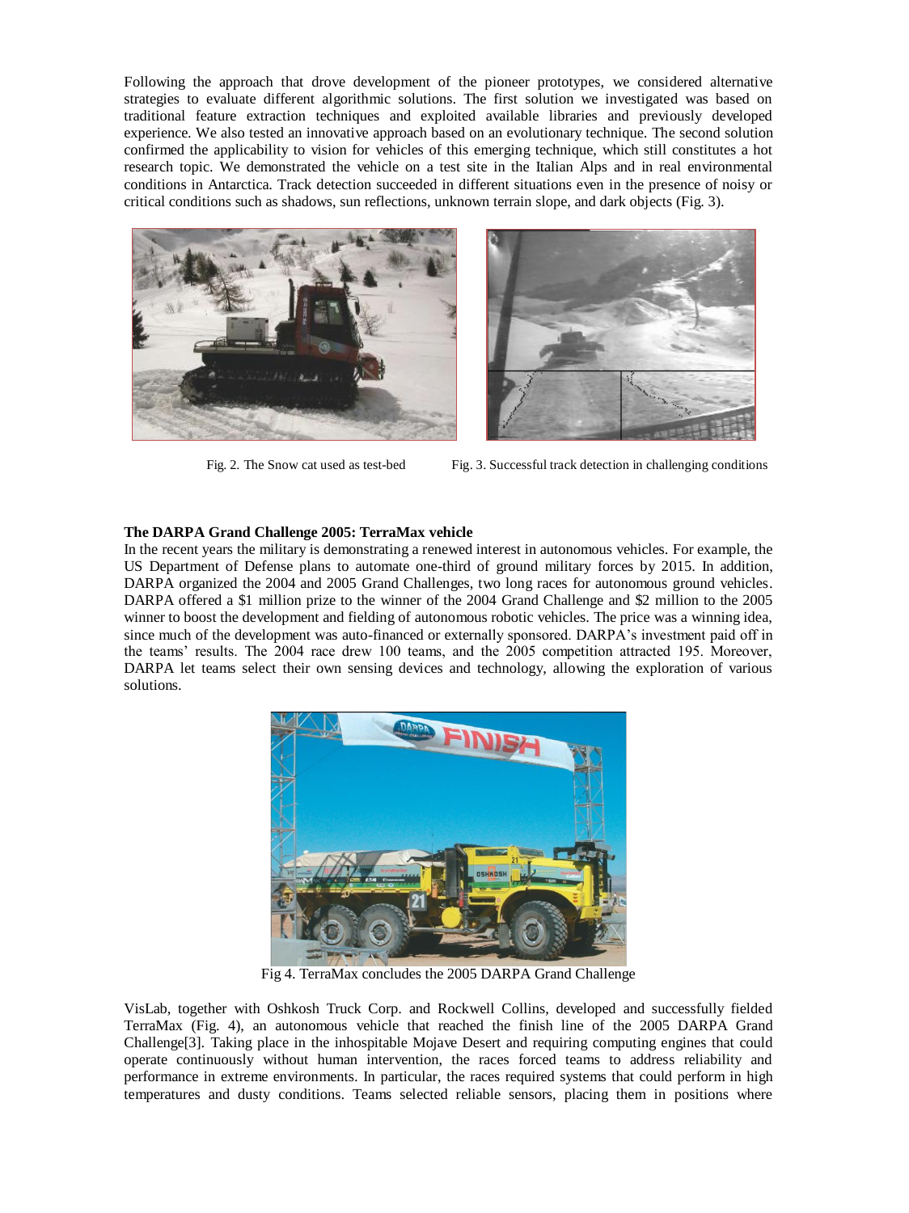Following the approach that drove development of the pioneer prototypes, we considered alternative strategies to evaluate different algorithmic solutions. The first solution we investigated was based on traditional feature extraction techniques and exploited available libraries and previously developed experience. We also tested an innovative approach based on an evolutionary technique. The second solution confirmed the applicability to vision for vehicles of this emerging technique, which still constitutes a hot research topic. We demonstrated the vehicle on a test site in the Italian Alps and in real environmental conditions in Antarctica. Track detection succeeded in different situations even in the presence of noisy or critical conditions such as shadows, sun reflections, unknown terrain slope, and dark objects (Fig. 3).

Fig. 2. The Snow cat used as test-bed

Fig. 3. Successful track detection in challenging conditions

**The DARPA Grand Challenge 2005: TerraMax vehicle**

In the recent years the military is demonstrating a renewed interest in autonomous vehicles. For example, the US Department of Defense plans to automate one-third of ground military forces by 2015. In addition, DARPA organized the 2004 and 2005 Grand Challenges, two long races for autonomous ground vehicles. DARPA offered a $1 million prize to the winner of the 2004 Grand Challenge and $2 million to the 2005 winner to boost the development and fielding of autonomous robotic vehicles. The price was a winning idea, since much of the development was auto-financed or externally sponsored. DARPA's investment paid off in the teams' results. The 2004 race drew 100 teams, and the 2005 competition attracted 195. Moreover, DARPA let teams select their own sensing devices and technology, allowing the exploration of various solutions.

Fig 4. TerraMax concludes the 2005 DARPA Grand Challenge

VisLab, together with Oshkosh Truck Corp. and Rockwell Collins, developed and successfully fielded TerraMax (Fig. 4), an autonomous vehicle that reached the finish line of the 2005 DARPA Grand Challenge[3]. Taking place in the inhospitable Mojave Desert and requiring computing engines that could operate continuously without human intervention, the races forced teams to address reliability and performance in extreme environments. In particular, the races required systems that could perform in high temperatures and dusty conditions. Teams selected reliable sensors, placing them in positions where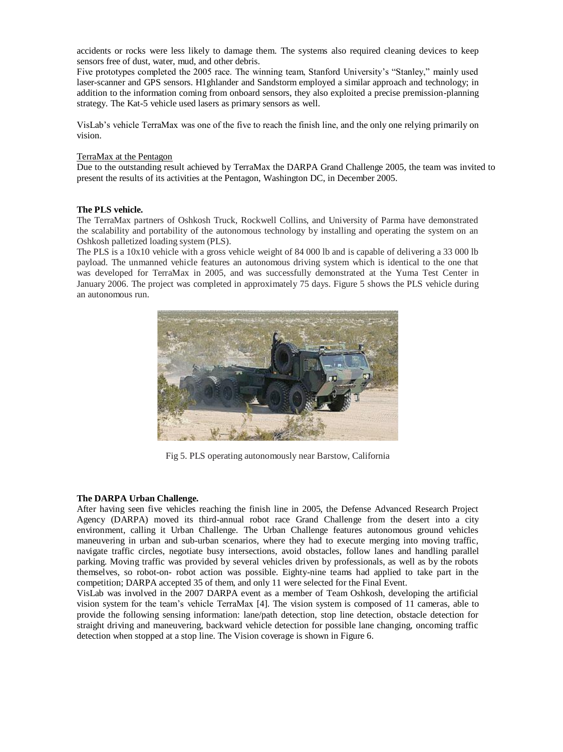accidents or rocks were less likely to damage them. The systems also required cleaning devices to keep sensors free of dust, water, mud, and other debris.
Five prototypes completed the 2005 race. The winning team, Stanford University's "Stanley," mainly used laser-scanner and GPS sensors. H1ghlander and Sandstorm employed a similar approach and technology; in addition to the information coming from onboard sensors, they also exploited a precise premission-planning strategy. The Kat-5 vehicle used lasers as primary sensors as well.

VisLab's vehicle TerraMax was one of the five to reach the finish line, and the only one relying primarily on vision.

TerraMax at the Pentagon
Due to the outstanding result achieved by TerraMax the DARPA Grand Challenge 2005, the team was invited to present the results of its activities at the Pentagon, Washington DC, in December 2005.

**The PLS vehicle.**
The TerraMax partners of Oshkosh Truck, Rockwell Collins, and University of Parma have demonstrated the scalability and portability of the autonomous technology by installing and operating the system on an Oshkosh palletized loading system (PLS).
The PLS is a 10x10 vehicle with a gross vehicle weight of 84 000 lb and is capable of delivering a 33 000 lb payload. The unmanned vehicle features an autonomous driving system which is identical to the one that was developed for TerraMax in 2005, and was successfully demonstrated at the Yuma Test Center in January 2006. The project was completed in approximately 75 days. Figure 5 shows the PLS vehicle during an autonomous run.

Fig 5. PLS operating autonomously near Barstow, California

**The DARPA Urban Challenge.**
After having seen five vehicles reaching the finish line in 2005, the Defense Advanced Research Project Agency (DARPA) moved its third-annual robot race Grand Challenge from the desert into a city environment, calling it Urban Challenge. The Urban Challenge features autonomous ground vehicles maneuvering in urban and sub-urban scenarios, where they had to execute merging into moving traffic, navigate traffic circles, negotiate busy intersections, avoid obstacles, follow lanes and handling parallel parking. Moving traffic was provided by several vehicles driven by professionals, as well as by the robots themselves, so robot-on- robot action was possible. Eighty-nine teams had applied to take part in the competition; DARPA accepted 35 of them, and only 11 were selected for the Final Event.
VisLab was involved in the 2007 DARPA event as a member of Team Oshkosh, developing the artificial vision system for the team's vehicle TerraMax [4]. The vision system is composed of 11 cameras, able to provide the following sensing information: lane/path detection, stop line detection, obstacle detection for straight driving and maneuvering, backward vehicle detection for possible lane changing, oncoming traffic detection when stopped at a stop line. The Vision coverage is shown in Figure 6.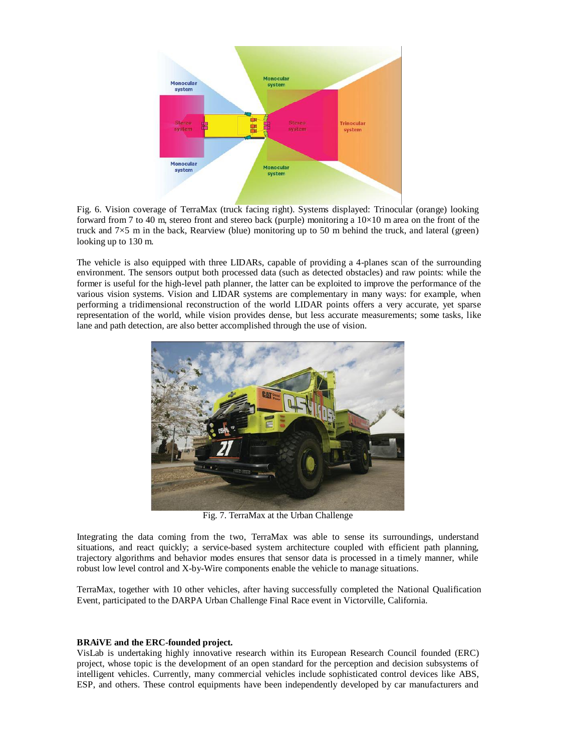Fig. 6. Vision coverage of TerraMax (truck facing right). Systems displayed: Trinocular (orange) looking forward from 7 to 40 m, stereo front and stereo back (purple) monitoring a 10×10 m area on the front of the truck and 7×5 m in the back, Rearview (blue) monitoring up to 50 m behind the truck, and lateral (green) looking up to 130 m.

The vehicle is also equipped with three LIDARs, capable of providing a 4-planes scan of the surrounding environment. The sensors output both processed data (such as detected obstacles) and raw points: while the former is useful for the high-level path planner, the latter can be exploited to improve the performance of the various vision systems. Vision and LIDAR systems are complementary in many ways: for example, when performing a tridimensional reconstruction of the world LIDAR points offers a very accurate, yet sparse representation of the world, while vision provides dense, but less accurate measurements; some tasks, like lane and path detection, are also better accomplished through the use of vision.

Fig. 7. TerraMax at the Urban Challenge

Integrating the data coming from the two, TerraMax was able to sense its surroundings, understand situations, and react quickly; a service-based system architecture coupled with efficient path planning, trajectory algorithms and behavior modes ensures that sensor data is processed in a timely manner, while robust low level control and X-by-Wire components enable the vehicle to manage situations.

TerraMax, together with 10 other vehicles, after having successfully completed the National Qualification Event, participated to the DARPA Urban Challenge Final Race event in Victorville, California.

**BRAiVE and the ERC-founded project.**

VisLab is undertaking highly innovative research within its European Research Council founded (ERC) project, whose topic is the development of an open standard for the perception and decision subsystems of intelligent vehicles. Currently, many commercial vehicles include sophisticated control devices like ABS, ESP, and others. These control equipments have been independently developed by car manufacturers and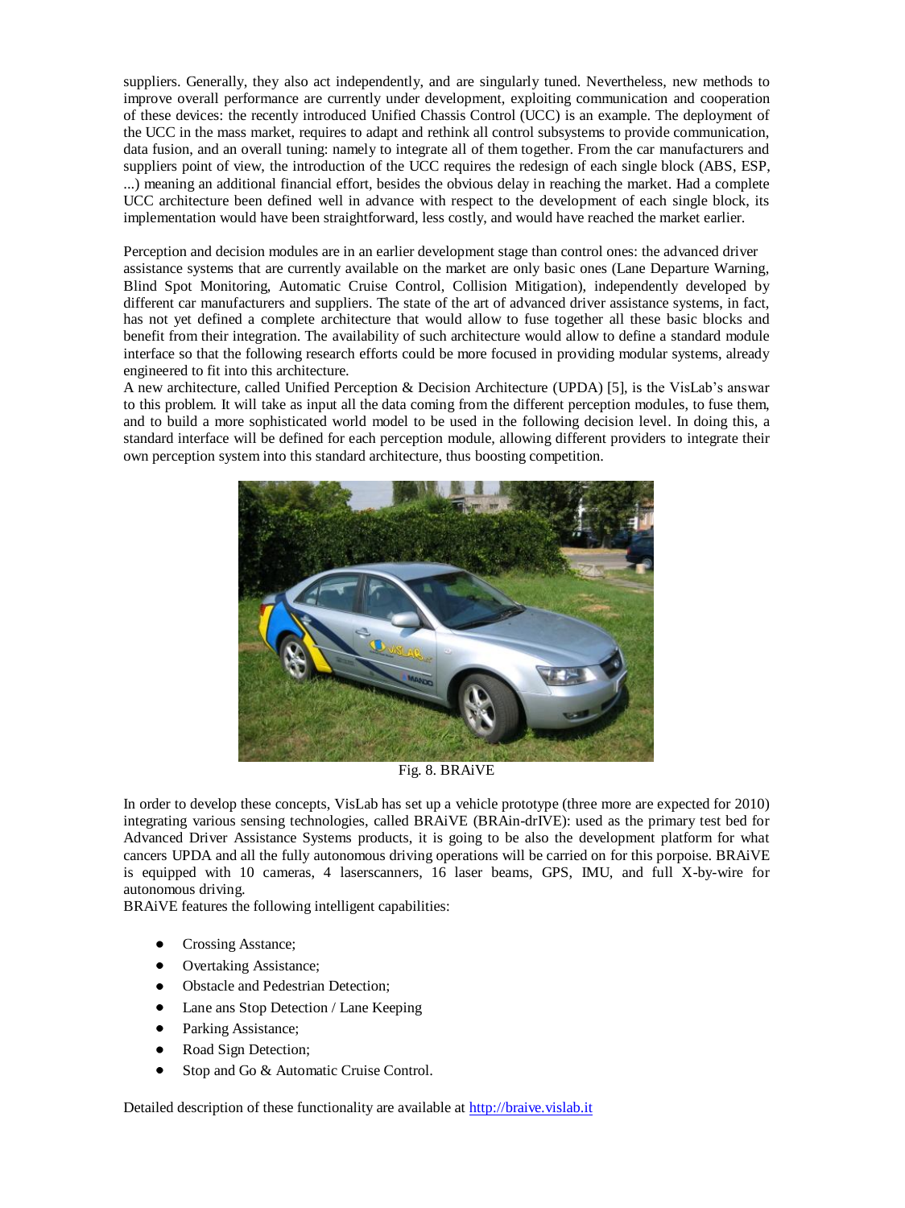suppliers. Generally, they also act independently, and are singularly tuned. Nevertheless, new methods to improve overall performance are currently under development, exploiting communication and cooperation of these devices: the recently introduced Unified Chassis Control (UCC) is an example. The deployment of the UCC in the mass market, requires to adapt and rethink all control subsystems to provide communication, data fusion, and an overall tuning: namely to integrate all of them together. From the car manufacturers and suppliers point of view, the introduction of the UCC requires the redesign of each single block (ABS, ESP, ...) meaning an additional financial effort, besides the obvious delay in reaching the market. Had a complete UCC architecture been defined well in advance with respect to the development of each single block, its implementation would have been straightforward, less costly, and would have reached the market earlier.

Perception and decision modules are in an earlier development stage than control ones: the advanced driver assistance systems that are currently available on the market are only basic ones (Lane Departure Warning, Blind Spot Monitoring, Automatic Cruise Control, Collision Mitigation), independently developed by different car manufacturers and suppliers. The state of the art of advanced driver assistance systems, in fact, has not yet defined a complete architecture that would allow to fuse together all these basic blocks and benefit from their integration. The availability of such architecture would allow to define a standard module interface so that the following research efforts could be more focused in providing modular systems, already engineered to fit into this architecture.

A new architecture, called Unified Perception & Decision Architecture (UPDA) [5], is the VisLab's answar to this problem. It will take as input all the data coming from the different perception modules, to fuse them, and to build a more sophisticated world model to be used in the following decision level. In doing this, a standard interface will be defined for each perception module, allowing different providers to integrate their own perception system into this standard architecture, thus boosting competition.

Fig. 8. BRAiVE

In order to develop these concepts, VisLab has set up a vehicle prototype (three more are expected for 2010) integrating various sensing technologies, called BRAiVE (BRAin-drIVE): used as the primary test bed for Advanced Driver Assistance Systems products, it is going to be also the development platform for what cancers UPDA and all the fully autonomous driving operations will be carried on for this porpoise. BRAiVE is equipped with 10 cameras, 4 laserscanners, 16 laser beams, GPS, IMU, and full X-by-wire for autonomous driving.

BRAiVE features the following intelligent capabilities:

- Crossing Asstance;
- Overtaking Assistance;
- Obstacle and Pedestrian Detection;
- Lane ans Stop Detection / Lane Keeping
- Parking Assistance;
- Road Sign Detection;
- Stop and Go & Automatic Cruise Control.

Detailed description of these functionality are available at http://braive.vislab.it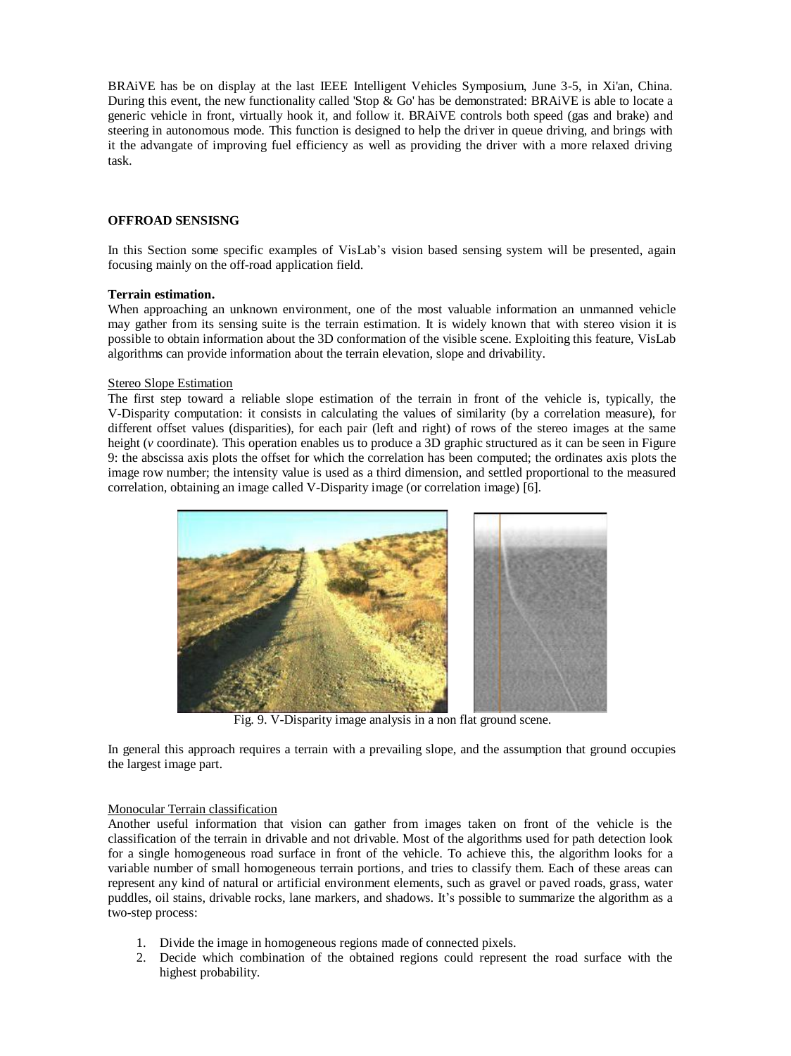BRAiVE has be on display at the last IEEE Intelligent Vehicles Symposium, June 3-5, in Xi'an, China. During this event, the new functionality called 'Stop & Go' has be demonstrated: BRAiVE is able to locate a generic vehicle in front, virtually hook it, and follow it. BRAiVE controls both speed (gas and brake) and steering in autonomous mode. This function is designed to help the driver in queue driving, and brings with it the advangate of improving fuel efficiency as well as providing the driver with a more relaxed driving task.

**OFFROAD SENSISNG**

In this Section some specific examples of VisLab's vision based sensing system will be presented, again focusing mainly on the off-road application field.

**Terrain estimation.**

When approaching an unknown environment, one of the most valuable information an unmanned vehicle may gather from its sensing suite is the terrain estimation. It is widely known that with stereo vision it is possible to obtain information about the 3D conformation of the visible scene. Exploiting this feature, VisLab algorithms can provide information about the terrain elevation, slope and drivability.

Stereo Slope Estimation

The first step toward a reliable slope estimation of the terrain in front of the vehicle is, typically, the V-Disparity computation: it consists in calculating the values of similarity (by a correlation measure), for different offset values (disparities), for each pair (left and right) of rows of the stereo images at the same height ($v$ coordinate). This operation enables us to produce a 3D graphic structured as it can be seen in Figure 9: the abscissa axis plots the offset for which the correlation has been computed; the ordinates axis plots the image row number; the intensity value is used as a third dimension, and settled proportional to the measured correlation, obtaining an image called V-Disparity image (or correlation image) [6].

Fig. 9. V-Disparity image analysis in a non flat ground scene.

In general this approach requires a terrain with a prevailing slope, and the assumption that ground occupies the largest image part.

Monocular Terrain classification

Another useful information that vision can gather from images taken on front of the vehicle is the classification of the terrain in drivable and not drivable. Most of the algorithms used for path detection look for a single homogeneous road surface in front of the vehicle. To achieve this, the algorithm looks for a variable number of small homogeneous terrain portions, and tries to classify them. Each of these areas can represent any kind of natural or artificial environment elements, such as gravel or paved roads, grass, water puddles, oil stains, drivable rocks, lane markers, and shadows. It's possible to summarize the algorithm as a two-step process:

1. Divide the image in homogeneous regions made of connected pixels.
2. Decide which combination of the obtained regions could represent the road surface with the highest probability.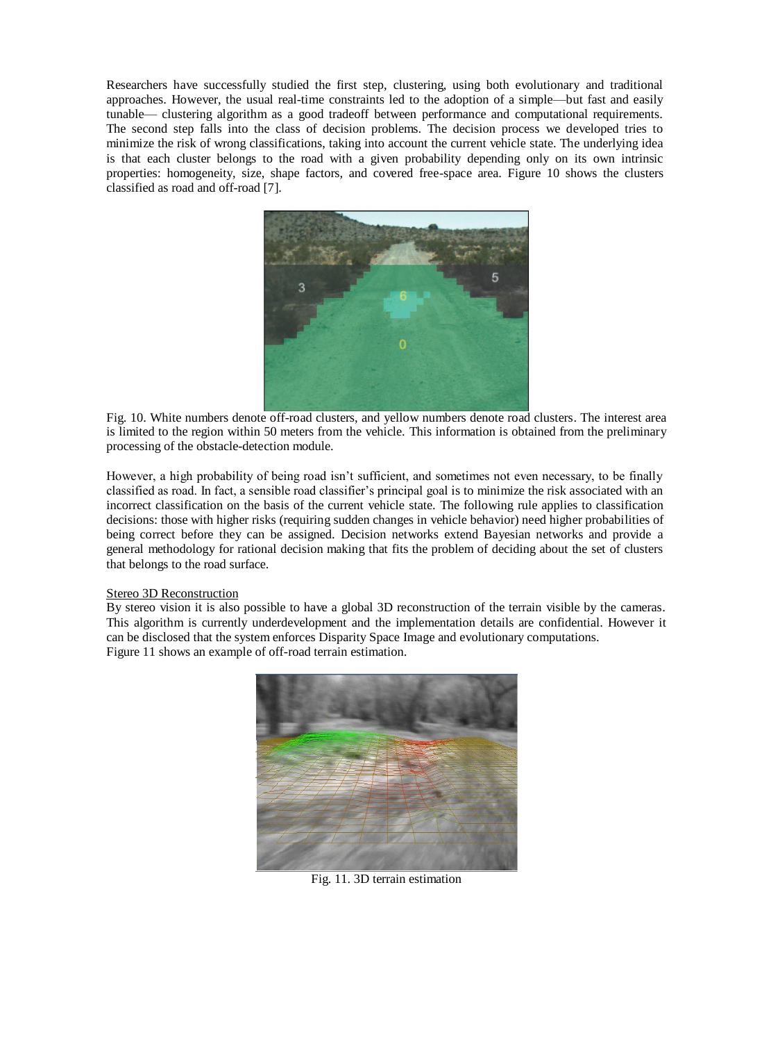Researchers have successfully studied the first step, clustering, using both evolutionary and traditional approaches. However, the usual real-time constraints led to the adoption of a simple—but fast and easily tunable— clustering algorithm as a good tradeoff between performance and computational requirements. The second step falls into the class of decision problems. The decision process we developed tries to minimize the risk of wrong classifications, taking into account the current vehicle state. The underlying idea is that each cluster belongs to the road with a given probability depending only on its own intrinsic properties: homogeneity, size, shape factors, and covered free-space area. Figure 10 shows the clusters classified as road and off-road [7].

Fig. 10. White numbers denote off-road clusters, and yellow numbers denote road clusters. The interest area is limited to the region within 50 meters from the vehicle. This information is obtained from the preliminary processing of the obstacle-detection module.

However, a high probability of being road isn't sufficient, and sometimes not even necessary, to be finally classified as road. In fact, a sensible road classifier's principal goal is to minimize the risk associated with an incorrect classification on the basis of the current vehicle state. The following rule applies to classification decisions: those with higher risks (requiring sudden changes in vehicle behavior) need higher probabilities of being correct before they can be assigned. Decision networks extend Bayesian networks and provide a general methodology for rational decision making that fits the problem of deciding about the set of clusters that belongs to the road surface.

Stereo 3D Reconstruction

By stereo vision it is also possible to have a global 3D reconstruction of the terrain visible by the cameras. This algorithm is currently underdevelopment and the implementation details are confidential. However it can be disclosed that the system enforces Disparity Space Image and evolutionary computations.
Figure 11 shows an example of off-road terrain estimation.

Fig. 11. 3D terrain estimation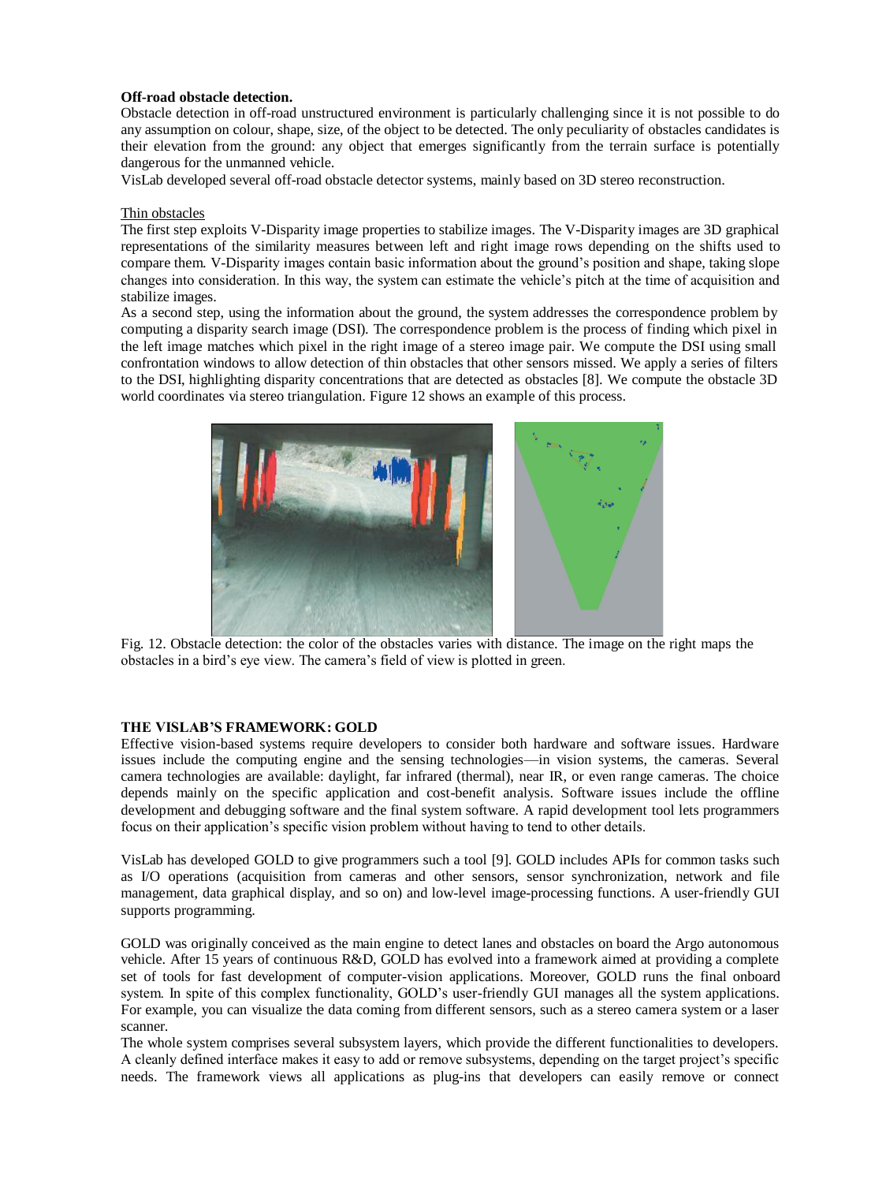**Off-road obstacle detection.**

Obstacle detection in off-road unstructured environment is particularly challenging since it is not possible to do any assumption on colour, shape, size, of the object to be detected. The only peculiarity of obstacles candidates is their elevation from the ground: any object that emerges significantly from the terrain surface is potentially dangerous for the unmanned vehicle.

VisLab developed several off-road obstacle detector systems, mainly based on 3D stereo reconstruction.

Thin obstacles

The first step exploits V-Disparity image properties to stabilize images. The V-Disparity images are 3D graphical representations of the similarity measures between left and right image rows depending on the shifts used to compare them. V-Disparity images contain basic information about the ground's position and shape, taking slope changes into consideration. In this way, the system can estimate the vehicle's pitch at the time of acquisition and stabilize images.

As a second step, using the information about the ground, the system addresses the correspondence problem by computing a disparity search image (DSI). The correspondence problem is the process of finding which pixel in the left image matches which pixel in the right image of a stereo image pair. We compute the DSI using small confrontation windows to allow detection of thin obstacles that other sensors missed. We apply a series of filters to the DSI, highlighting disparity concentrations that are detected as obstacles [8]. We compute the obstacle 3D world coordinates via stereo triangulation. Figure 12 shows an example of this process.

Fig. 12. Obstacle detection: the color of the obstacles varies with distance. The image on the right maps the obstacles in a bird's eye view. The camera's field of view is plotted in green.

**THE VISLAB'S FRAMEWORK: GOLD**

Effective vision-based systems require developers to consider both hardware and software issues. Hardware issues include the computing engine and the sensing technologies—in vision systems, the cameras. Several camera technologies are available: daylight, far infrared (thermal), near IR, or even range cameras. The choice depends mainly on the specific application and cost-benefit analysis. Software issues include the offline development and debugging software and the final system software. A rapid development tool lets programmers focus on their application's specific vision problem without having to tend to other details.

VisLab has developed GOLD to give programmers such a tool [9]. GOLD includes APIs for common tasks such as I/O operations (acquisition from cameras and other sensors, sensor synchronization, network and file management, data graphical display, and so on) and low-level image-processing functions. A user-friendly GUI supports programming.

GOLD was originally conceived as the main engine to detect lanes and obstacles on board the Argo autonomous vehicle. After 15 years of continuous R&D, GOLD has evolved into a framework aimed at providing a complete set of tools for fast development of computer-vision applications. Moreover, GOLD runs the final onboard system. In spite of this complex functionality, GOLD's user-friendly GUI manages all the system applications. For example, you can visualize the data coming from different sensors, such as a stereo camera system or a laser scanner.

The whole system comprises several subsystem layers, which provide the different functionalities to developers. A cleanly defined interface makes it easy to add or remove subsystems, depending on the target project's specific needs. The framework views all applications as plug-ins that developers can easily remove or connect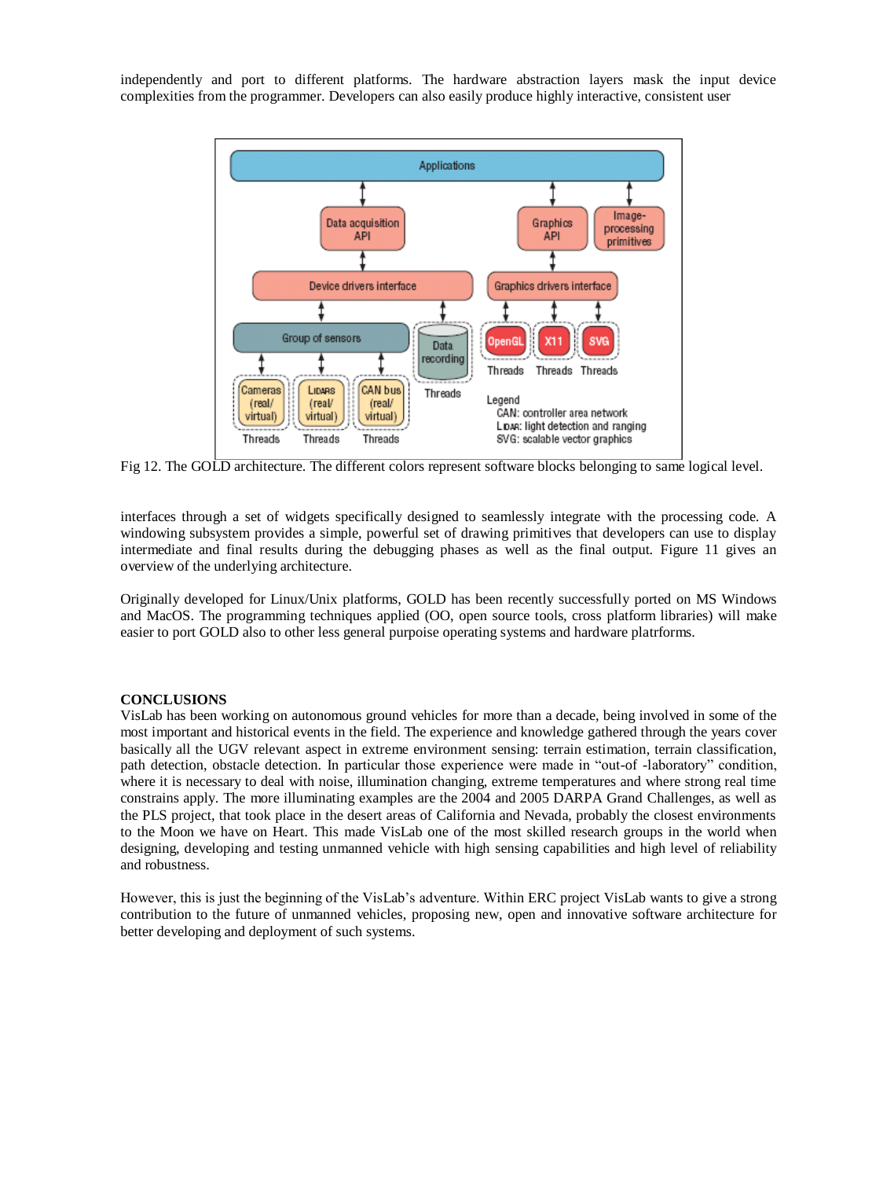independently and port to different platforms. The hardware abstraction layers mask the input device complexities from the programmer. Developers can also easily produce highly interactive, consistent user

Fig 12. The GOLD architecture. The different colors represent software blocks belonging to same logical level.

interfaces through a set of widgets specifically designed to seamlessly integrate with the processing code. A windowing subsystem provides a simple, powerful set of drawing primitives that developers can use to display intermediate and final results during the debugging phases as well as the final output. Figure 11 gives an overview of the underlying architecture.

Originally developed for Linux/Unix platforms, GOLD has been recently successfully ported on MS Windows and MacOS. The programming techniques applied (OO, open source tools, cross platform libraries) will make easier to port GOLD also to other less general purpoise operating systems and hardware platrforms.

## CONCLUSIONS

VisLab has been working on autonomous ground vehicles for more than a decade, being involved in some of the most important and historical events in the field. The experience and knowledge gathered through the years cover basically all the UGV relevant aspect in extreme environment sensing: terrain estimation, terrain classification, path detection, obstacle detection. In particular those experience were made in "out-of -laboratory" condition, where it is necessary to deal with noise, illumination changing, extreme temperatures and where strong real time constrains apply. The more illuminating examples are the 2004 and 2005 DARPA Grand Challenges, as well as the PLS project, that took place in the desert areas of California and Nevada, probably the closest environments to the Moon we have on Heart. This made VisLab one of the most skilled research groups in the world when designing, developing and testing unmanned vehicle with high sensing capabilities and high level of reliability and robustness.

However, this is just the beginning of the VisLab's adventure. Within ERC project VisLab wants to give a strong contribution to the future of unmanned vehicles, proposing new, open and innovative software architecture for better developing and deployment of such systems.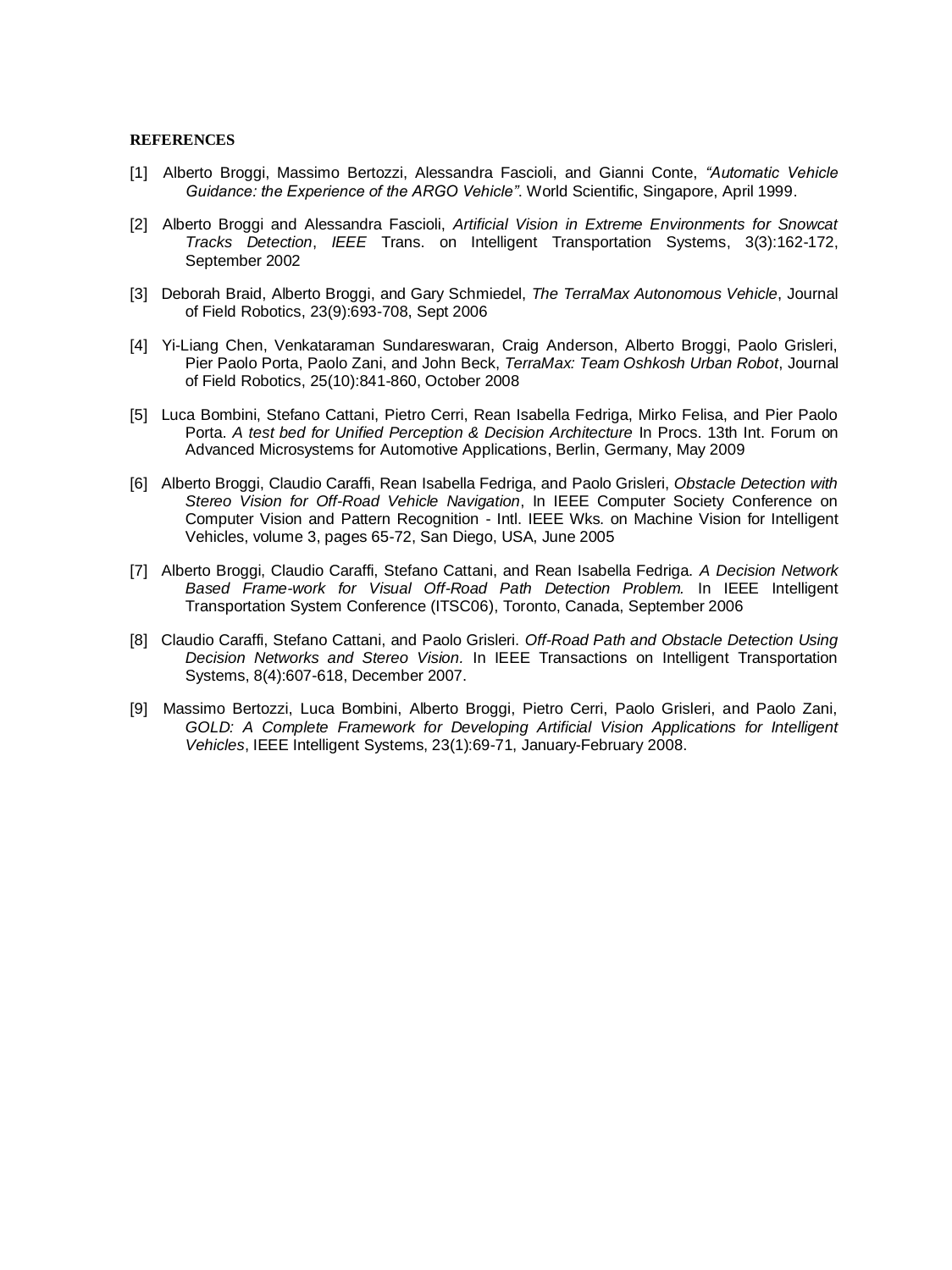**REFERENCES**

[1] Alberto Broggi, Massimo Bertozzi, Alessandra Fascioli, and Gianni Conte, *“Automatic Vehicle Guidance: the Experience of the ARGO Vehicle”*. World Scientific, Singapore, April 1999.

[2] Alberto Broggi and Alessandra Fascioli, *Artificial Vision in Extreme Environments for Snowcat Tracks Detection*, *IEEE* Trans. on Intelligent Transportation Systems, 3(3):162-172, September 2002

[3] Deborah Braid, Alberto Broggi, and Gary Schmiedel, *The TerraMax Autonomous Vehicle*, Journal of Field Robotics, 23(9):693-708, Sept 2006

[4] Yi-Liang Chen, Venkataraman Sundareswaran, Craig Anderson, Alberto Broggi, Paolo Grisleri, Pier Paolo Porta, Paolo Zani, and John Beck, *TerraMax: Team Oshkosh Urban Robot*, Journal of Field Robotics, 25(10):841-860, October 2008

[5] Luca Bombini, Stefano Cattani, Pietro Cerri, Rean Isabella Fedriga, Mirko Felisa, and Pier Paolo Porta. *A test bed for Unified Perception & Decision Architecture* In Procs. 13th Int. Forum on Advanced Microsystems for Automotive Applications, Berlin, Germany, May 2009

[6] Alberto Broggi, Claudio Caraffi, Rean Isabella Fedriga, and Paolo Grisleri, *Obstacle Detection with Stereo Vision for Off-Road Vehicle Navigation*, In IEEE Computer Society Conference on Computer Vision and Pattern Recognition - Intl. IEEE Wks. on Machine Vision for Intelligent Vehicles, volume 3, pages 65-72, San Diego, USA, June 2005

[7] Alberto Broggi, Claudio Caraffi, Stefano Cattani, and Rean Isabella Fedriga. *A Decision Network Based Frame-work for Visual Off-Road Path Detection Problem.* In IEEE Intelligent Transportation System Conference (ITSC06), Toronto, Canada, September 2006

[8] Claudio Caraffi, Stefano Cattani, and Paolo Grisleri. *Off-Road Path and Obstacle Detection Using Decision Networks and Stereo Vision.* In IEEE Transactions on Intelligent Transportation Systems, 8(4):607-618, December 2007.

[9] Massimo Bertozzi, Luca Bombini, Alberto Broggi, Pietro Cerri, Paolo Grisleri, and Paolo Zani, *GOLD: A Complete Framework for Developing Artificial Vision Applications for Intelligent Vehicles*, IEEE Intelligent Systems, 23(1):69-71, January-February 2008.